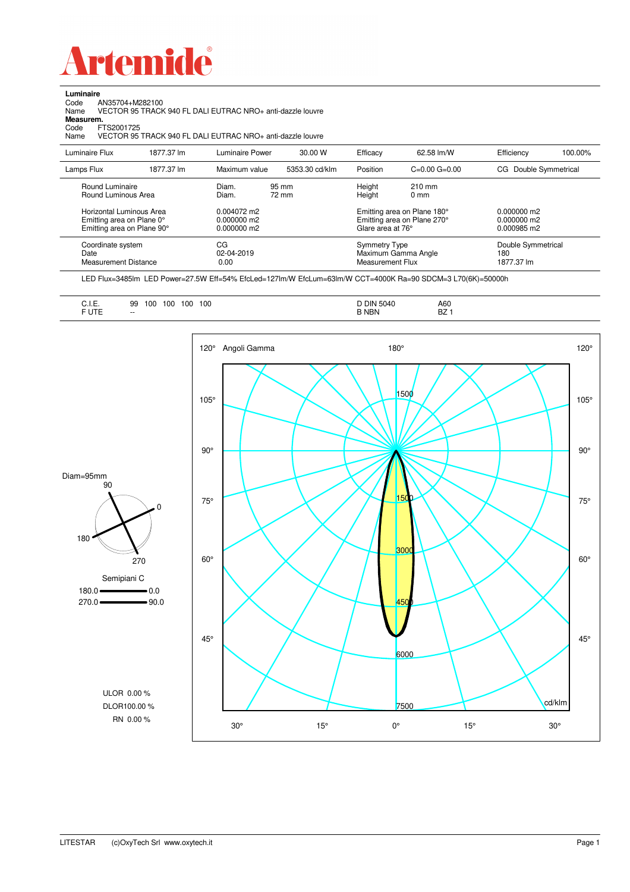# Artemide

**Luminaire**

Code AN35704+M282100

Name VECTOR 95 TRACK 940 FL DALI EUTRAC NRO+ anti-dazzle louvre

**Measurem.**

Code FTS2001725

Name VECTOR 95 TRACK 940 FL DALI EUTRAC NRO+ anti-dazzle louvre

| Luminaire Flux | 1877.37 lm | Luminaire Power | 30.00 W | Efficacy | 62.58 lm/W | Efficiency | 100.00% |
|---|---|---|---|---|---|---|---|
| Lamps Flux | 1877.37 lm | Maximum value | 5353.30 cd/klm | Position | C=0.00 G=0.00 | CG Double Symmetrical | |

| | | | | |
|---|---|---|---|---|
| Round Luminaire | Diam. 95 mm | Height 210 mm | | |
| Round Luminous Area | Diam. 72 mm | Height 0 mm | | |
| Horizontal Luminous Area | 0.004072 m2 | Emitting area on Plane 180° | 0.000000 m2 |
| Emitting area on Plane 0° | 0.000000 m2 | Emitting area on Plane 270° | 0.000000 m2 |
| Emitting area on Plane 90° | 0.000000 m2 | Glare area at 76° | 0.000985 m2 |

| | | | |
|---|---|---|---|
| Coordinate system | CG | Symmetry Type | Double Symmetrical |
| Date | 02-04-2019 | Maximum Gamma Angle | 180 |
| Measurement Distance | 0.00 | Measurement Flux | 1877.37 lm |

LED Flux=3485lm LED Power=27.5W Eff=54% EfcLed=127lm/W EfcLum=63lm/W CCT=4000K Ra=90 SDCM=3 L70(6K)=50000h

| | | | |
|---|---|---|---|
| C.I.E. | 99 100 100 100 100 | D DIN 5040 | A60 |
| F UTE | -- | B NBN | BZ 1 |

Diam=95mm

Semipiani C

180.0 — 0.0

270.0 — 90.0

ULOR 0.00 %

DLOR100.00 %

RN 0.00 %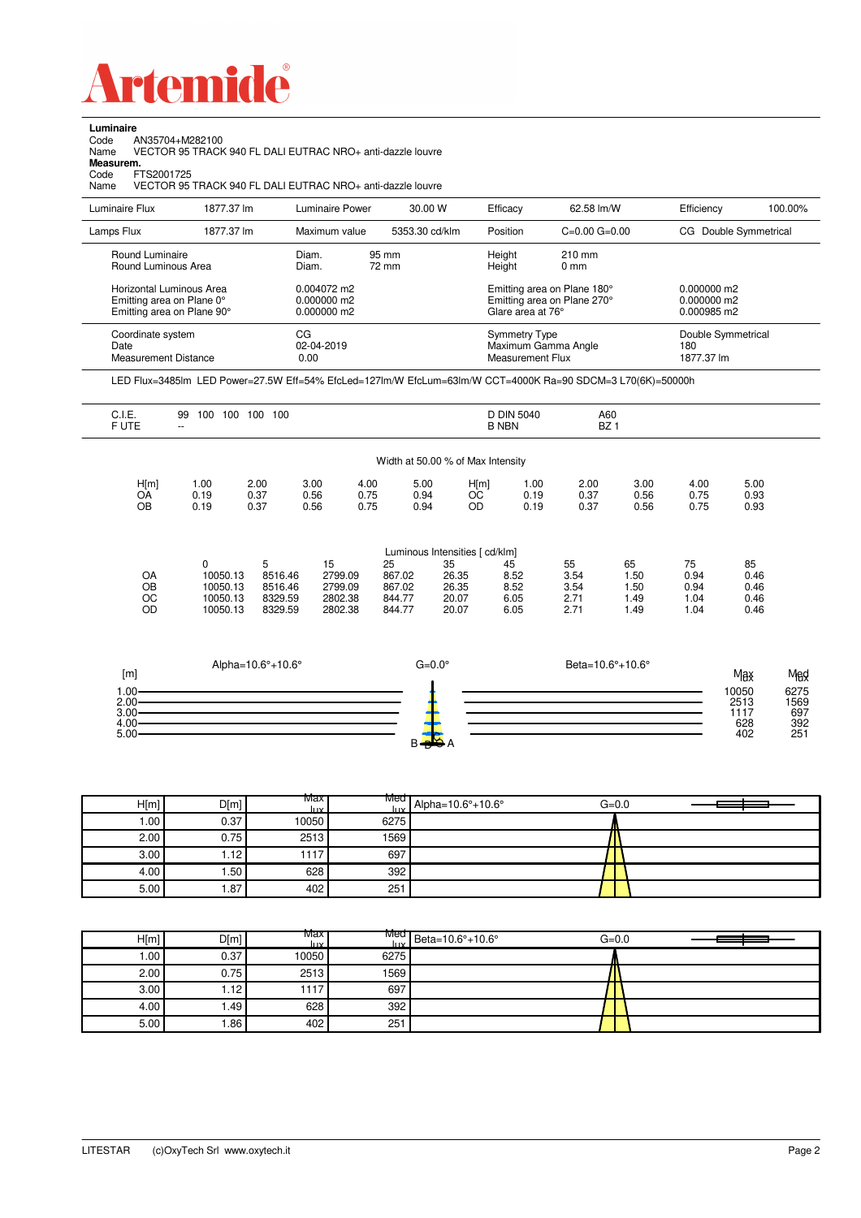# Artemide

**Luminaire**
Code AN35704+M282100
Name VECTOR 95 TRACK 940 FL DALI EUTRAC NRO+ anti-dazzle louvre
**Measurem.**
Code FTS2001725
Name VECTOR 95 TRACK 940 FL DALI EUTRAC NRO+ anti-dazzle louvre

| | | | | | | | |
|---|---|---|---|---|---|---|---|
| Luminaire Flux | 1877.37 lm | Luminaire Power | 30.00 W | Efficacy | 62.58 lm/W | Efficiency | 100.00% |
| Lamps Flux | 1877.37 lm | Maximum value | 5353.30 cd/klm | Position | C=0.00 G=0.00 | CG Double Symmetrical | |

| | | | | | |
|---|---|---|---|---|---|
| Round Luminaire | Diam. | 95 mm | Height | 210 mm | |
| Round Luminous Area | Diam. | 72 mm | Height | 0 mm | |
| Horizontal Luminous Area | 0.004072 m2 | | Emitting area on Plane 180° | 0.000000 m2 | |
| Emitting area on Plane 0° | 0.000000 m2 | | Emitting area on Plane 270° | 0.000000 m2 | |
| Emitting area on Plane 90° | 0.000000 m2 | | Glare area at 76° | 0.000985 m2 | |
| Coordinate system | CG | | Symmetry Type | Double Symmetrical | |
| Date | 02-04-2019 | | Maximum Gamma Angle | 180 | |
| Measurement Distance | 0.00 | | Measurement Flux | 1877.37 lm | |

LED Flux=3485lm LED Power=27.5W Eff=54% EfcLed=127lm/W EfcLum=63lm/W CCT=4000K Ra=90 SDCM=3 L70(6K)=50000h

| | | | |
|---|---|---|---|
| C.I.E. | 99 100 100 100 100 | D DIN 5040 | A60 |
| F UTE | -- | B NBN | BZ 1 |

Width at 50.00 % of Max Intensity

| H[m] | 1.00 | 2.00 | 3.00 | 4.00 | 5.00 | H[m] | 1.00 | 2.00 | 3.00 | 4.00 | 5.00 |
|---|---|---|---|---|---|---|---|---|---|---|---|
| OA | 0.19 | 0.37 | 0.56 | 0.75 | 0.94 | OC | 0.19 | 0.37 | 0.56 | 0.75 | 0.93 |
| OB | 0.19 | 0.37 | 0.56 | 0.75 | 0.94 | OD | 0.19 | 0.37 | 0.56 | 0.75 | 0.93 |

Luminous Intensities [ cd/klm]

| | 0 | 5 | 15 | 25 | 35 | 45 | 55 | 65 | 75 | 85 |
|---|---|---|---|---|---|---|---|---|---|---|
| OA | 10050.13 | 8516.46 | 2799.09 | 867.02 | 26.35 | 8.52 | 3.54 | 1.50 | 0.94 | 0.46 |
| OB | 10050.13 | 8516.46 | 2799.09 | 867.02 | 26.35 | 8.52 | 3.54 | 1.50 | 0.94 | 0.46 |
| OC | 10050.13 | 8329.59 | 2802.38 | 844.77 | 20.07 | 6.05 | 2.71 | 1.49 | 1.04 | 0.46 |
| OD | 10050.13 | 8329.59 | 2802.38 | 844.77 | 20.07 | 6.05 | 2.71 | 1.49 | 1.04 | 0.46 |

Alpha=10.6°+10.6°
G=0.0°
Beta=10.6°+10.6°
[m]
1.00
2.00
3.00
4.00
5.00
B D C A
Max lux: 10050, 2513, 1117, 628, 402
Med lux: 6275, 1569, 697, 392, 251

| H[m] | D[m] | Max lux | Med lux | Alpha=10.6°+10.6° | G=0.0 |
|---|---|---|---|---|---|
| 1.00 | 0.37 | 10050 | 6275 | | |
| 2.00 | 0.75 | 2513 | 1569 | | |
| 3.00 | 1.12 | 1117 | 697 | | |
| 4.00 | 1.50 | 628 | 392 | | |
| 5.00 | 1.87 | 402 | 251 | | |

| H[m] | D[m] | Max lux | Med lux | Beta=10.6°+10.6° | G=0.0 |
|---|---|---|---|---|---|
| 1.00 | 0.37 | 10050 | 6275 | | |
| 2.00 | 0.75 | 2513 | 1569 | | |
| 3.00 | 1.12 | 1117 | 697 | | |
| 4.00 | 1.49 | 628 | 392 | | |
| 5.00 | 1.86 | 402 | 251 | | |

LITESTAR (c)OxyTech Srl www.oxytech.it